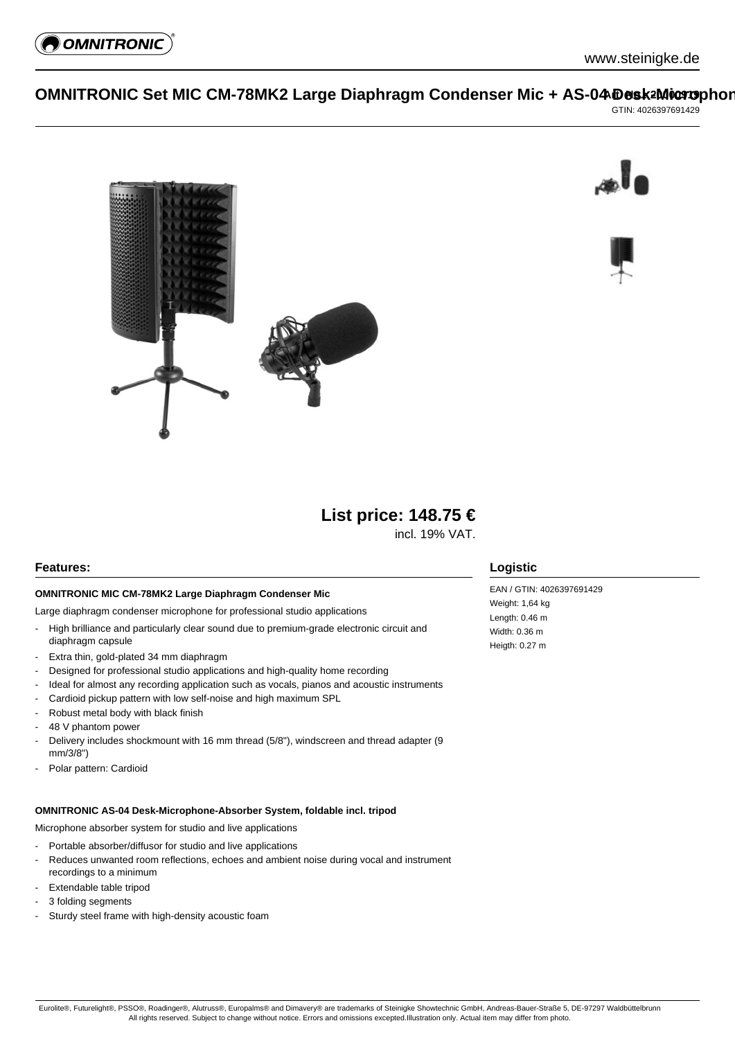# OMNITRONIC Set MIC CM-78MK2 Large Diaphragm Condenser Mic + AS-04 Desk-Microphon

Art. No.: 20000919
GTIN: 4026397691429

**List price: 148.75 €**
incl. 19% VAT.

## Features:

**OMNITRONIC MIC CM-78MK2 Large Diaphragm Condenser Mic**

Large diaphragm condenser microphone for professional studio applications

- High brilliance and particularly clear sound due to premium-grade electronic circuit and diaphragm capsule
- Extra thin, gold-plated 34 mm diaphragm
- Designed for professional studio applications and high-quality home recording
- Ideal for almost any recording application such as vocals, pianos and acoustic instruments
- Cardioid pickup pattern with low self-noise and high maximum SPL
- Robust metal body with black finish
- 48 V phantom power
- Delivery includes shockmount with 16 mm thread (5/8"), windscreen and thread adapter (9 mm/3/8")
- Polar pattern: Cardioid

**OMNITRONIC AS-04 Desk-Microphone-Absorber System, foldable incl. tripod**

Microphone absorber system for studio and live applications

- Portable absorber/diffusor for studio and live applications
- Reduces unwanted room reflections, echoes and ambient noise during vocal and instrument recordings to a minimum
- Extendable table tripod
- 3 folding segments
- Sturdy steel frame with high-density acoustic foam

## Logistic

EAN / GTIN: 4026397691429
Weight: 1,64 kg
Length: 0.46 m
Width: 0.36 m
Heigth: 0.27 m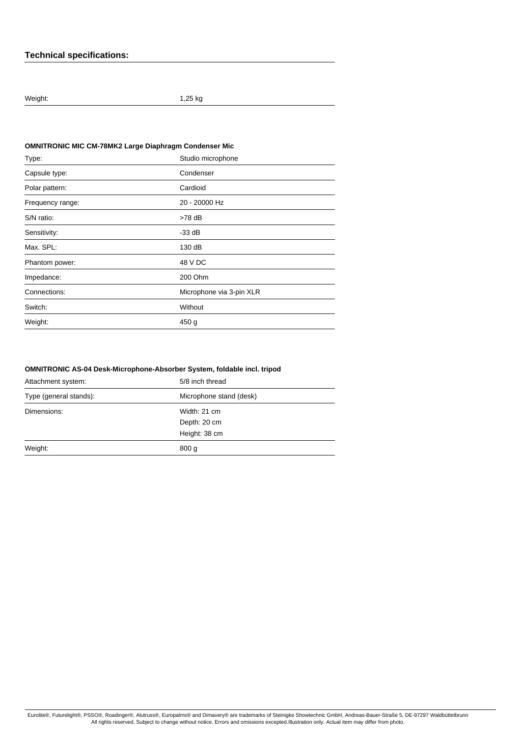## Technical specifications:

| | |
|---|---|
| Weight: | 1,25 kg |

**OMNITRONIC MIC CM-78MK2 Large Diaphragm Condenser Mic**

| | |
|---|---|
| Type: | Studio microphone |
| Capsule type: | Condenser |
| Polar pattern: | Cardioid |
| Frequency range: | 20 - 20000 Hz |
| S/N ratio: | >78 dB |
| Sensitivity: | -33 dB |
| Max. SPL: | 130 dB |
| Phantom power: | 48 V DC |
| Impedance: | 200 Ohm |
| Connections: | Microphone via 3-pin XLR |
| Switch: | Without |
| Weight: | 450 g |

**OMNITRONIC AS-04 Desk-Microphone-Absorber System, foldable incl. tripod**

| | |
|---|---|
| Attachment system: | 5/8 inch thread |
| Type (general stands): | Microphone stand (desk) |
| Dimensions: | Width: 21 cm<br>Depth: 20 cm<br>Height: 38 cm |
| Weight: | 800 g |

Eurolite®, Futurelight®, PSSO®, Roadinger®, Alutruss®, Europalms® and Dimavery® are trademarks of Steinigke Showtechnic GmbH, Andreas-Bauer-Straße 5, DE-97297 Waldbüttelbrunn
All rights reserved. Subject to change without notice. Errors and omissions excepted.Illustration only. Actual item may differ from photo.